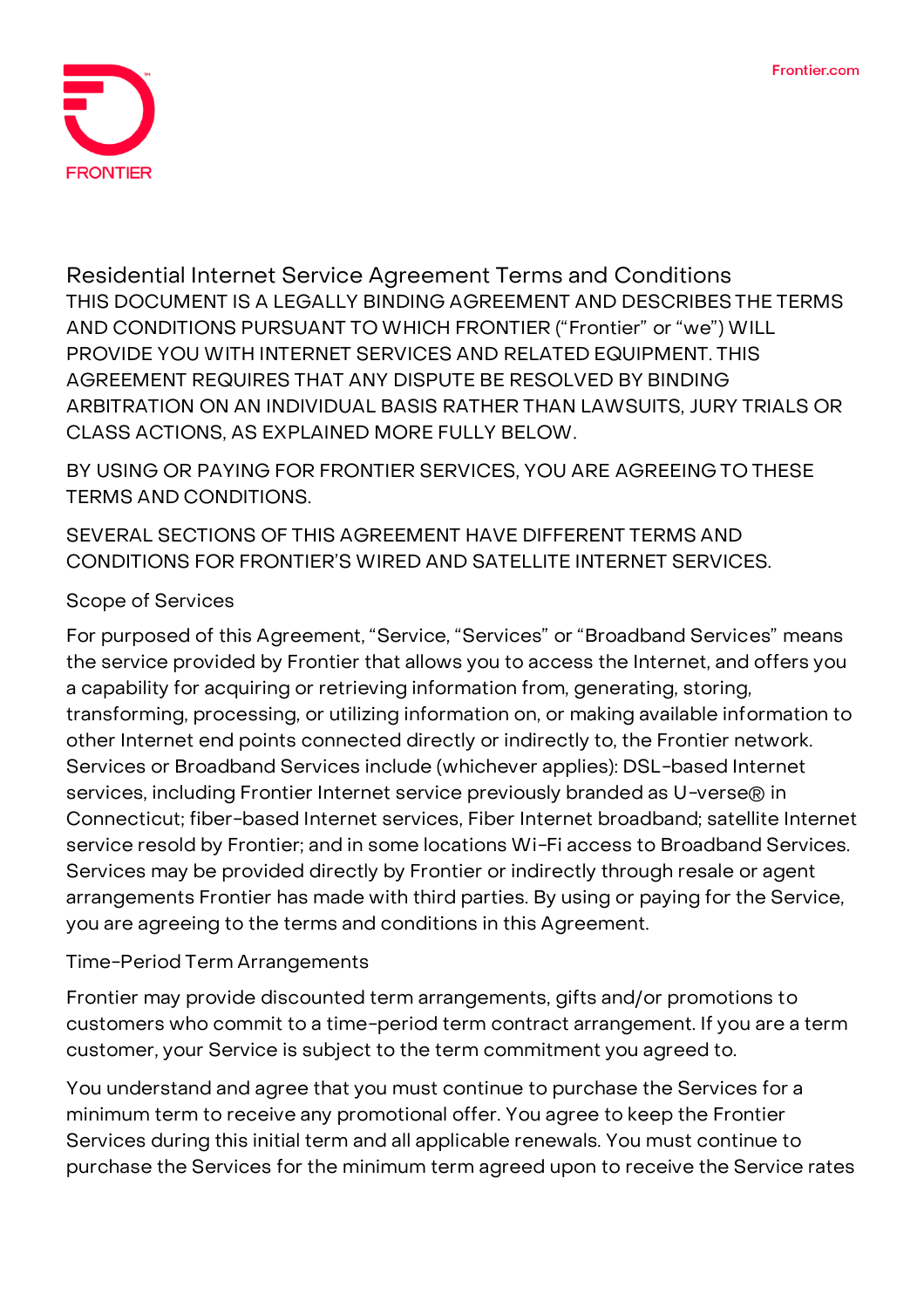FRONTIER

Frontier.com

# Residential Internet Service Agreement Terms and Conditions

THIS DOCUMENT IS A LEGALLY BINDING AGREEMENT AND DESCRIBES THE TERMS AND CONDITIONS PURSUANT TO WHICH FRONTIER ("Frontier" or "we") WILL PROVIDE YOU WITH INTERNET SERVICES AND RELATED EQUIPMENT. THIS AGREEMENT REQUIRES THAT ANY DISPUTE BE RESOLVED BY BINDING ARBITRATION ON AN INDIVIDUAL BASIS RATHER THAN LAWSUITS, JURY TRIALS OR CLASS ACTIONS, AS EXPLAINED MORE FULLY BELOW.

BY USING OR PAYING FOR FRONTIER SERVICES, YOU ARE AGREEING TO THESE TERMS AND CONDITIONS.

SEVERAL SECTIONS OF THIS AGREEMENT HAVE DIFFERENT TERMS AND CONDITIONS FOR FRONTIER'S WIRED AND SATELLITE INTERNET SERVICES.

## Scope of Services

For purposed of this Agreement, "Service, "Services" or "Broadband Services" means the service provided by Frontier that allows you to access the Internet, and offers you a capability for acquiring or retrieving information from, generating, storing, transforming, processing, or utilizing information on, or making available information to other Internet end points connected directly or indirectly to, the Frontier network. Services or Broadband Services include (whichever applies): DSL-based Internet services, including Frontier Internet service previously branded as U-verse® in Connecticut; fiber-based Internet services, Fiber Internet broadband; satellite Internet service resold by Frontier; and in some locations Wi-Fi access to Broadband Services. Services may be provided directly by Frontier or indirectly through resale or agent arrangements Frontier has made with third parties. By using or paying for the Service, you are agreeing to the terms and conditions in this Agreement.

## Time-Period Term Arrangements

Frontier may provide discounted term arrangements, gifts and/or promotions to customers who commit to a time-period term contract arrangement. If you are a term customer, your Service is subject to the term commitment you agreed to.

You understand and agree that you must continue to purchase the Services for a minimum term to receive any promotional offer. You agree to keep the Frontier Services during this initial term and all applicable renewals. You must continue to purchase the Services for the minimum term agreed upon to receive the Service rates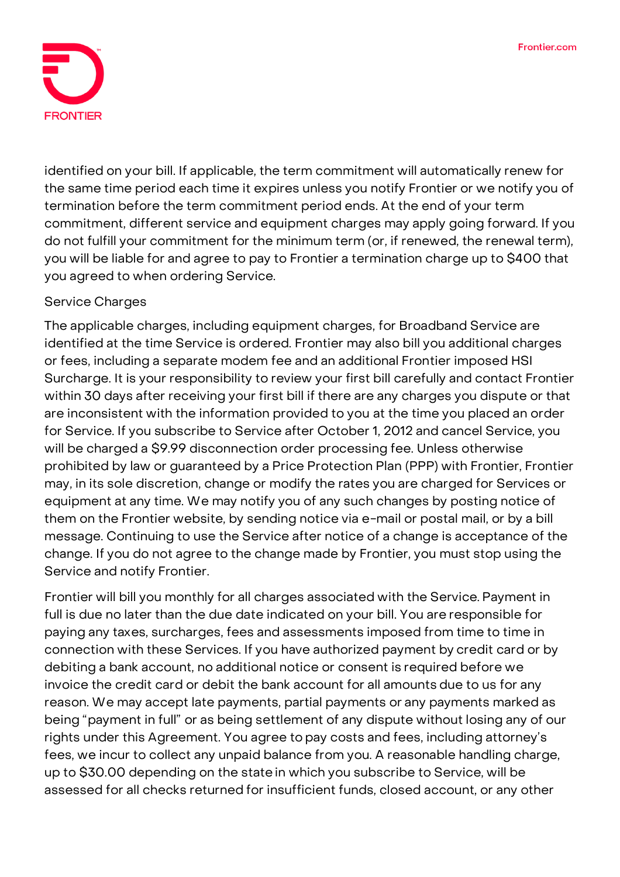identified on your bill. If applicable, the term commitment will automatically renew for the same time period each time it expires unless you notify Frontier or we notify you of termination before the term commitment period ends. At the end of your term commitment, different service and equipment charges may apply going forward. If you do not fulfill your commitment for the minimum term (or, if renewed, the renewal term), you will be liable for and agree to pay to Frontier a termination charge up to $400 that you agreed to when ordering Service.

Service Charges

The applicable charges, including equipment charges, for Broadband Service are identified at the time Service is ordered. Frontier may also bill you additional charges or fees, including a separate modem fee and an additional Frontier imposed HSI Surcharge. It is your responsibility to review your first bill carefully and contact Frontier within 30 days after receiving your first bill if there are any charges you dispute or that are inconsistent with the information provided to you at the time you placed an order for Service. If you subscribe to Service after October 1, 2012 and cancel Service, you will be charged a $9.99 disconnection order processing fee. Unless otherwise prohibited by law or guaranteed by a Price Protection Plan (PPP) with Frontier, Frontier may, in its sole discretion, change or modify the rates you are charged for Services or equipment at any time. We may notify you of any such changes by posting notice of them on the Frontier website, by sending notice via e-mail or postal mail, or by a bill message. Continuing to use the Service after notice of a change is acceptance of the change. If you do not agree to the change made by Frontier, you must stop using the Service and notify Frontier.

Frontier will bill you monthly for all charges associated with the Service. Payment in full is due no later than the due date indicated on your bill. You are responsible for paying any taxes, surcharges, fees and assessments imposed from time to time in connection with these Services. If you have authorized payment by credit card or by debiting a bank account, no additional notice or consent is required before we invoice the credit card or debit the bank account for all amounts due to us for any reason. We may accept late payments, partial payments or any payments marked as being "payment in full" or as being settlement of any dispute without losing any of our rights under this Agreement. You agree to pay costs and fees, including attorney's fees, we incur to collect any unpaid balance from you. A reasonable handling charge, up to $30.00 depending on the state in which you subscribe to Service, will be assessed for all checks returned for insufficient funds, closed account, or any other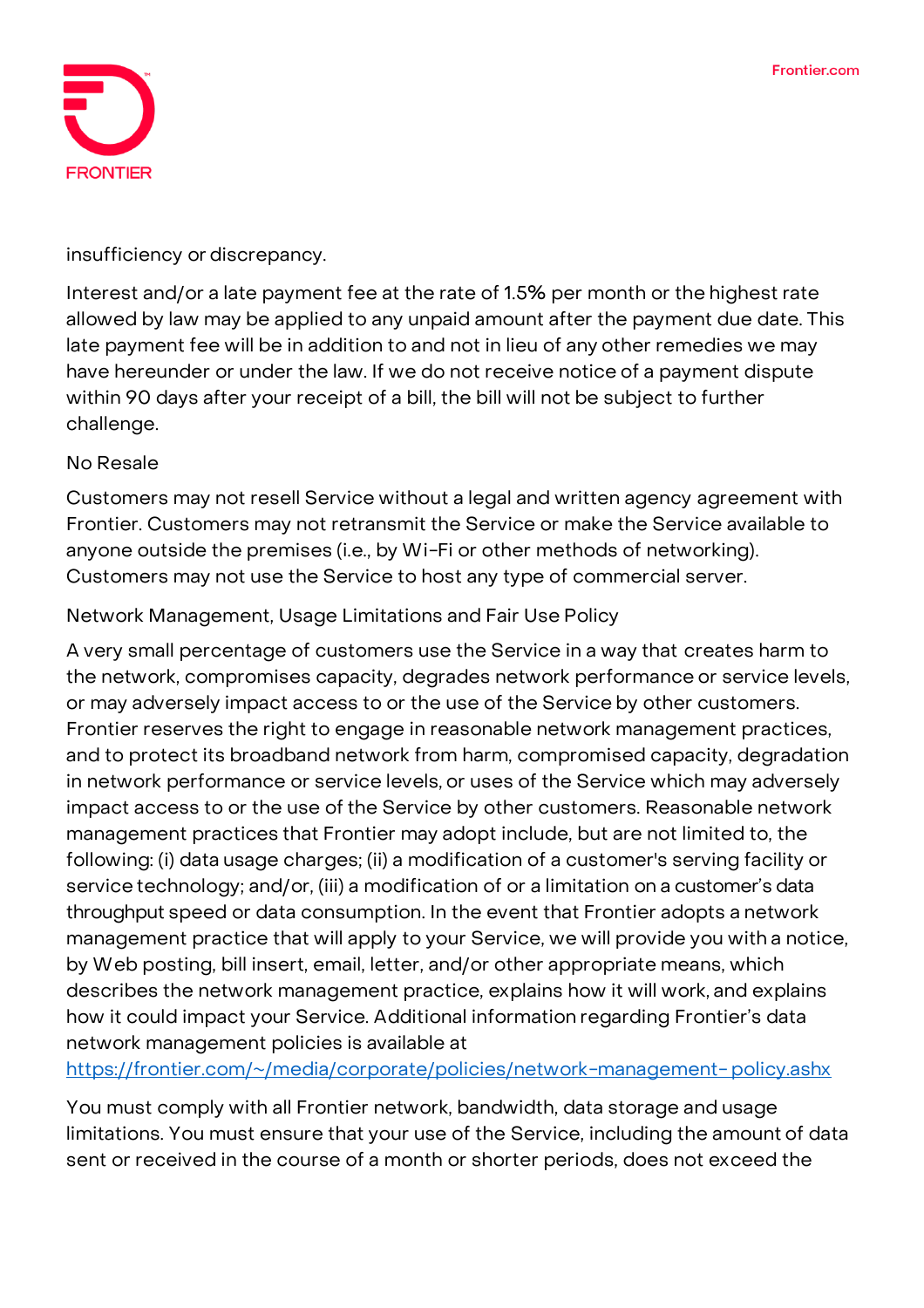insufficiency or discrepancy.

Interest and/or a late payment fee at the rate of 1.5% per month or the highest rate allowed by law may be applied to any unpaid amount after the payment due date. This late payment fee will be in addition to and not in lieu of any other remedies we may have hereunder or under the law. If we do not receive notice of a payment dispute within 90 days after your receipt of a bill, the bill will not be subject to further challenge.

No Resale

Customers may not resell Service without a legal and written agency agreement with Frontier. Customers may not retransmit the Service or make the Service available to anyone outside the premises (i.e., by Wi-Fi or other methods of networking). Customers may not use the Service to host any type of commercial server.

Network Management, Usage Limitations and Fair Use Policy

A very small percentage of customers use the Service in a way that creates harm to the network, compromises capacity, degrades network performance or service levels, or may adversely impact access to or the use of the Service by other customers. Frontier reserves the right to engage in reasonable network management practices, and to protect its broadband network from harm, compromised capacity, degradation in network performance or service levels, or uses of the Service which may adversely impact access to or the use of the Service by other customers. Reasonable network management practices that Frontier may adopt include, but are not limited to, the following: (i) data usage charges; (ii) a modification of a customer's serving facility or service technology; and/or, (iii) a modification of or a limitation on a customer's data throughput speed or data consumption. In the event that Frontier adopts a network management practice that will apply to your Service, we will provide you with a notice, by Web posting, bill insert, email, letter, and/or other appropriate means, which describes the network management practice, explains how it will work, and explains how it could impact your Service. Additional information regarding Frontier's data network management policies is available at https://frontier.com/~/media/corporate/policies/network-management-policy.ashx

You must comply with all Frontier network, bandwidth, data storage and usage limitations. You must ensure that your use of the Service, including the amount of data sent or received in the course of a month or shorter periods, does not exceed the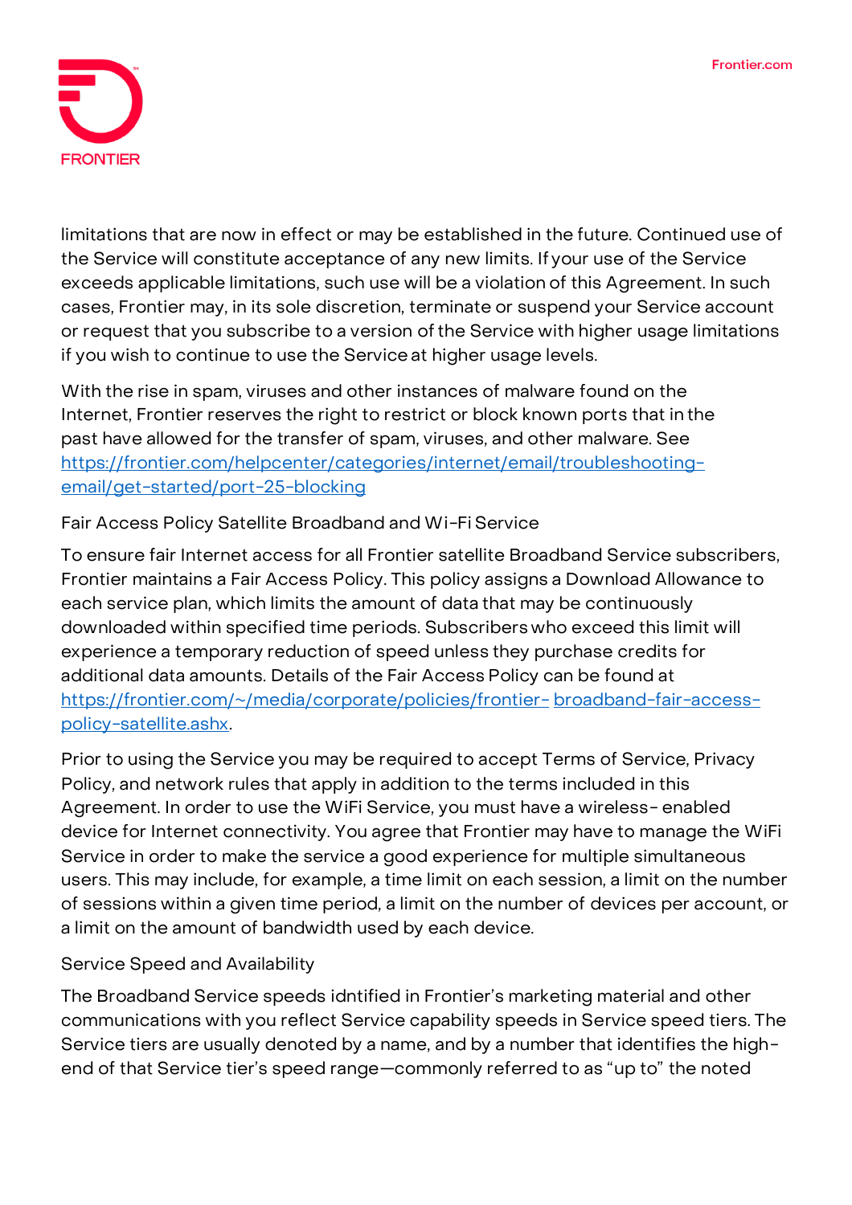limitations that are now in effect or may be established in the future. Continued use of the Service will constitute acceptance of any new limits. If your use of the Service exceeds applicable limitations, such use will be a violation of this Agreement. In such cases, Frontier may, in its sole discretion, terminate or suspend your Service account or request that you subscribe to a version of the Service with higher usage limitations if you wish to continue to use the Service at higher usage levels.

With the rise in spam, viruses and other instances of malware found on the Internet, Frontier reserves the right to restrict or block known ports that in the past have allowed for the transfer of spam, viruses, and other malware. See https://frontier.com/helpcenter/categories/internet/email/troubleshooting-email/get-started/port-25-blocking

## Fair Access Policy Satellite Broadband and Wi-Fi Service

To ensure fair Internet access for all Frontier satellite Broadband Service subscribers, Frontier maintains a Fair Access Policy. This policy assigns a Download Allowance to each service plan, which limits the amount of data that may be continuously downloaded within specified time periods. Subscribers who exceed this limit will experience a temporary reduction of speed unless they purchase credits for additional data amounts. Details of the Fair Access Policy can be found at https://frontier.com/~/media/corporate/policies/frontier- broadband-fair-access-policy-satellite.ashx.

Prior to using the Service you may be required to accept Terms of Service, Privacy Policy, and network rules that apply in addition to the terms included in this Agreement. In order to use the WiFi Service, you must have a wireless- enabled device for Internet connectivity. You agree that Frontier may have to manage the WiFi Service in order to make the service a good experience for multiple simultaneous users. This may include, for example, a time limit on each session, a limit on the number of sessions within a given time period, a limit on the number of devices per account, or a limit on the amount of bandwidth used by each device.

## Service Speed and Availability

The Broadband Service speeds idntified in Frontier's marketing material and other communications with you reflect Service capability speeds in Service speed tiers. The Service tiers are usually denoted by a name, and by a number that identifies the high-end of that Service tier's speed range—commonly referred to as "up to" the noted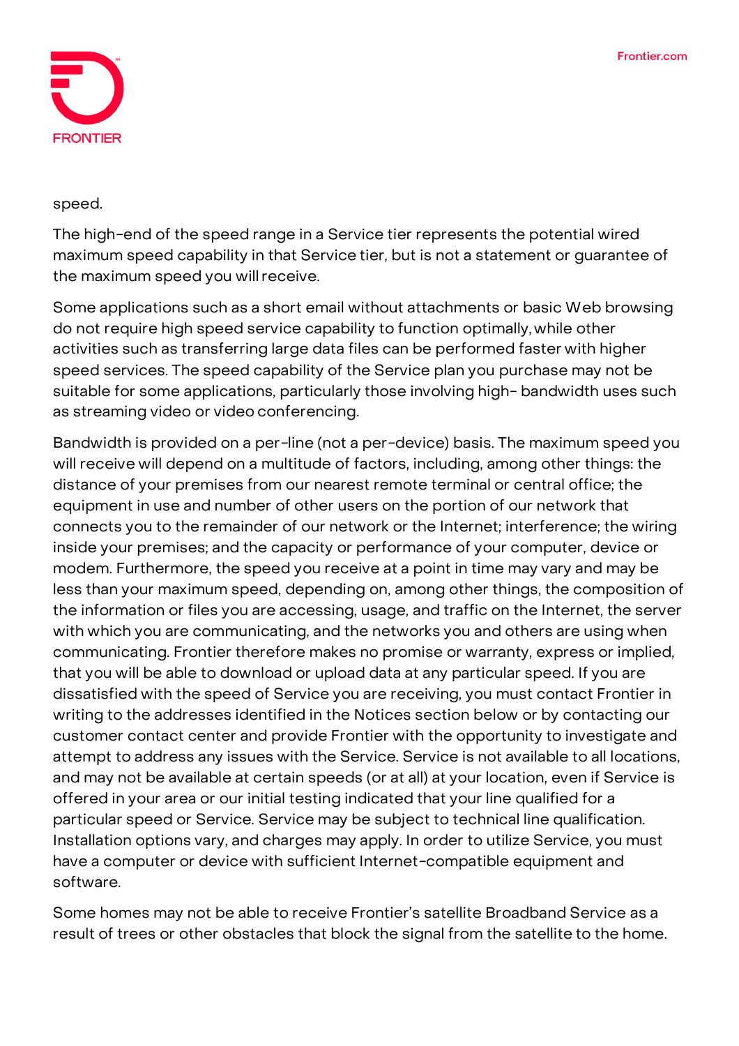speed.

The high-end of the speed range in a Service tier represents the potential wired maximum speed capability in that Service tier, but is not a statement or guarantee of the maximum speed you will receive.

Some applications such as a short email without attachments or basic Web browsing do not require high speed service capability to function optimally, while other activities such as transferring large data files can be performed faster with higher speed services. The speed capability of the Service plan you purchase may not be suitable for some applications, particularly those involving high- bandwidth uses such as streaming video or video conferencing.

Bandwidth is provided on a per-line (not a per-device) basis. The maximum speed you will receive will depend on a multitude of factors, including, among other things: the distance of your premises from our nearest remote terminal or central office; the equipment in use and number of other users on the portion of our network that connects you to the remainder of our network or the Internet; interference; the wiring inside your premises; and the capacity or performance of your computer, device or modem. Furthermore, the speed you receive at a point in time may vary and may be less than your maximum speed, depending on, among other things, the composition of the information or files you are accessing, usage, and traffic on the Internet, the server with which you are communicating, and the networks you and others are using when communicating. Frontier therefore makes no promise or warranty, express or implied, that you will be able to download or upload data at any particular speed. If you are dissatisfied with the speed of Service you are receiving, you must contact Frontier in writing to the addresses identified in the Notices section below or by contacting our customer contact center and provide Frontier with the opportunity to investigate and attempt to address any issues with the Service. Service is not available to all locations, and may not be available at certain speeds (or at all) at your location, even if Service is offered in your area or our initial testing indicated that your line qualified for a particular speed or Service. Service may be subject to technical line qualification. Installation options vary, and charges may apply. In order to utilize Service, you must have a computer or device with sufficient Internet-compatible equipment and software.

Some homes may not be able to receive Frontier's satellite Broadband Service as a result of trees or other obstacles that block the signal from the satellite to the home.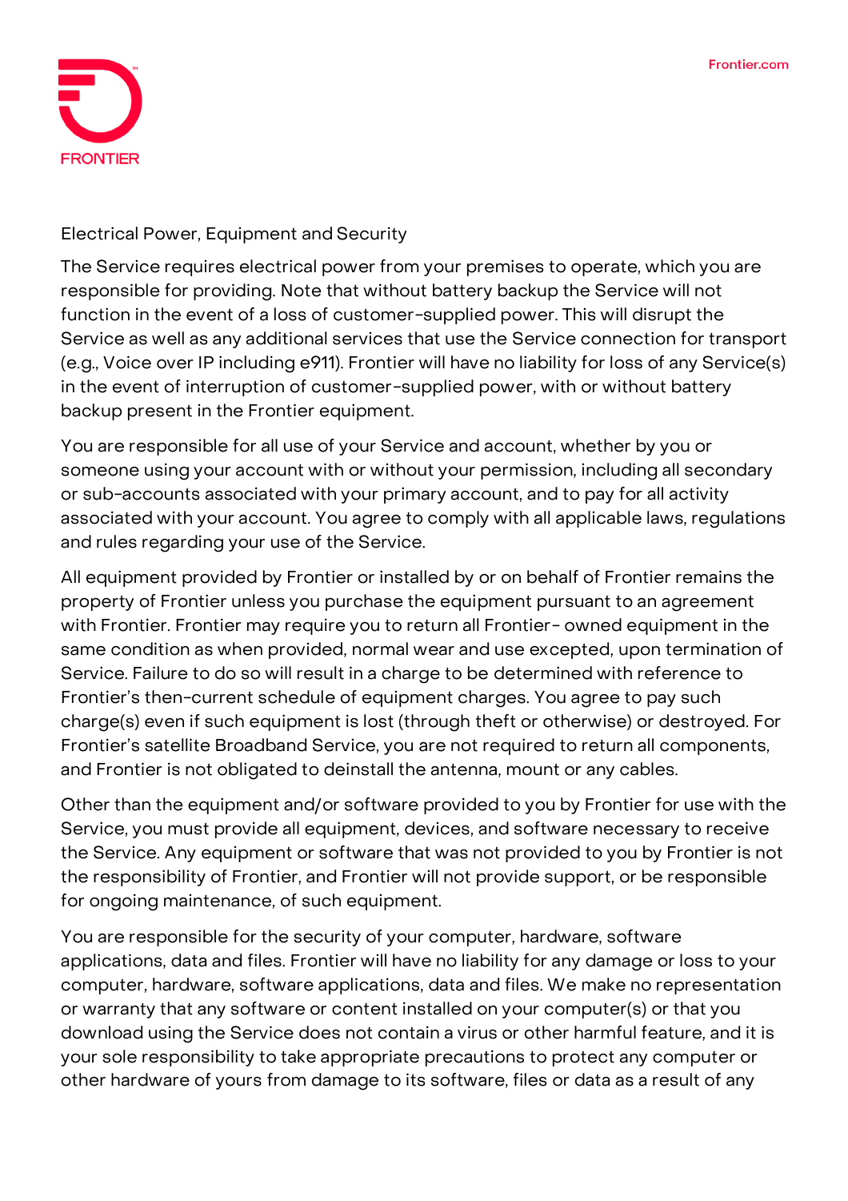## Electrical Power, Equipment and Security

The Service requires electrical power from your premises to operate, which you are responsible for providing. Note that without battery backup the Service will not function in the event of a loss of customer-supplied power. This will disrupt the Service as well as any additional services that use the Service connection for transport (e.g., Voice over IP including e911). Frontier will have no liability for loss of any Service(s) in the event of interruption of customer-supplied power, with or without battery backup present in the Frontier equipment.

You are responsible for all use of your Service and account, whether by you or someone using your account with or without your permission, including all secondary or sub-accounts associated with your primary account, and to pay for all activity associated with your account. You agree to comply with all applicable laws, regulations and rules regarding your use of the Service.

All equipment provided by Frontier or installed by or on behalf of Frontier remains the property of Frontier unless you purchase the equipment pursuant to an agreement with Frontier. Frontier may require you to return all Frontier- owned equipment in the same condition as when provided, normal wear and use excepted, upon termination of Service. Failure to do so will result in a charge to be determined with reference to Frontier's then-current schedule of equipment charges. You agree to pay such charge(s) even if such equipment is lost (through theft or otherwise) or destroyed. For Frontier's satellite Broadband Service, you are not required to return all components, and Frontier is not obligated to deinstall the antenna, mount or any cables.

Other than the equipment and/or software provided to you by Frontier for use with the Service, you must provide all equipment, devices, and software necessary to receive the Service. Any equipment or software that was not provided to you by Frontier is not the responsibility of Frontier, and Frontier will not provide support, or be responsible for ongoing maintenance, of such equipment.

You are responsible for the security of your computer, hardware, software applications, data and files. Frontier will have no liability for any damage or loss to your computer, hardware, software applications, data and files. We make no representation or warranty that any software or content installed on your computer(s) or that you download using the Service does not contain a virus or other harmful feature, and it is your sole responsibility to take appropriate precautions to protect any computer or other hardware of yours from damage to its software, files or data as a result of any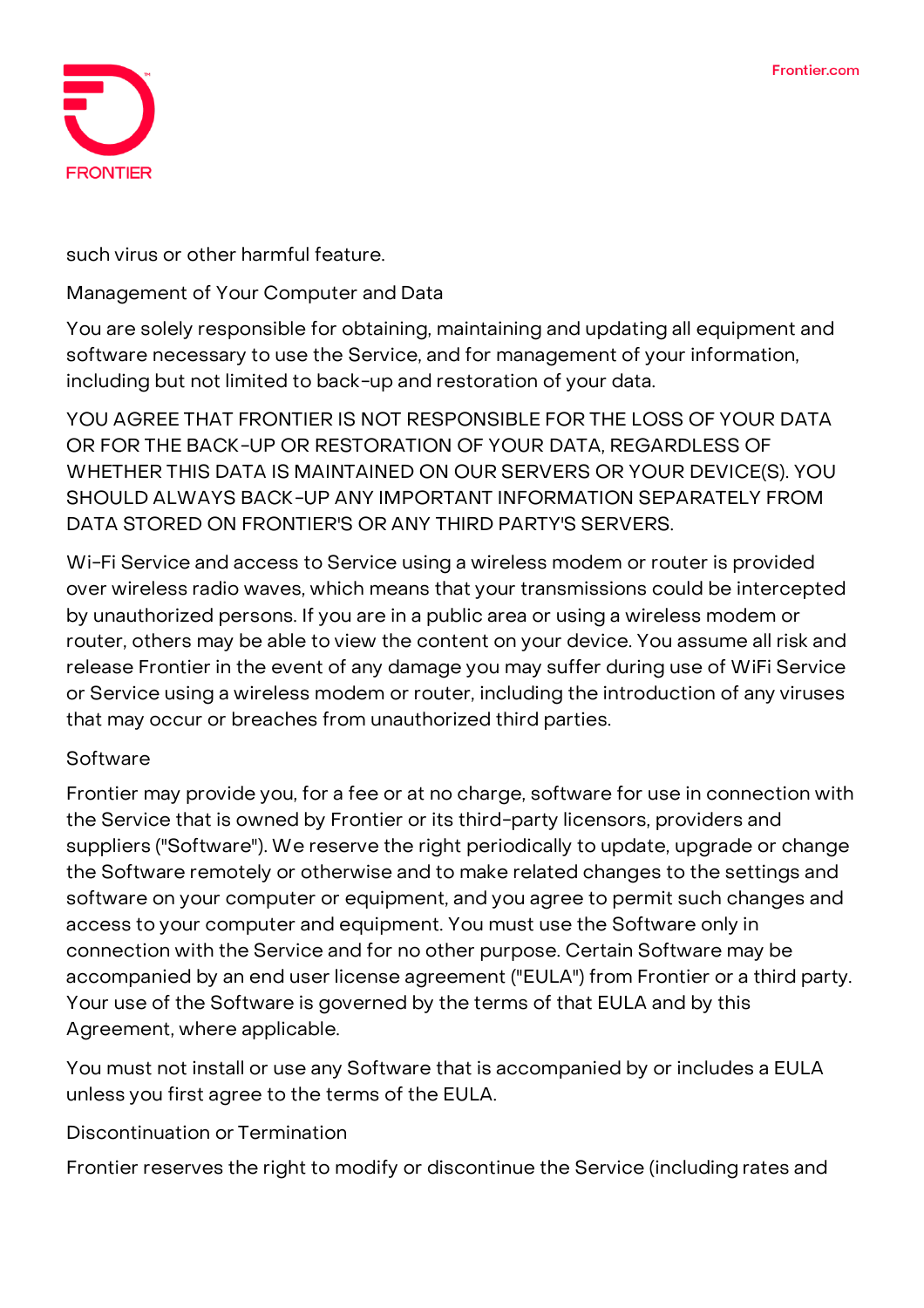such virus or other harmful feature.

## Management of Your Computer and Data

You are solely responsible for obtaining, maintaining and updating all equipment and software necessary to use the Service, and for management of your information, including but not limited to back-up and restoration of your data.

YOU AGREE THAT FRONTIER IS NOT RESPONSIBLE FOR THE LOSS OF YOUR DATA OR FOR THE BACK-UP OR RESTORATION OF YOUR DATA, REGARDLESS OF WHETHER THIS DATA IS MAINTAINED ON OUR SERVERS OR YOUR DEVICE(S). YOU SHOULD ALWAYS BACK-UP ANY IMPORTANT INFORMATION SEPARATELY FROM DATA STORED ON FRONTIER'S OR ANY THIRD PARTY'S SERVERS.

Wi-Fi Service and access to Service using a wireless modem or router is provided over wireless radio waves, which means that your transmissions could be intercepted by unauthorized persons. If you are in a public area or using a wireless modem or router, others may be able to view the content on your device. You assume all risk and release Frontier in the event of any damage you may suffer during use of WiFi Service or Service using a wireless modem or router, including the introduction of any viruses that may occur or breaches from unauthorized third parties.

## Software

Frontier may provide you, for a fee or at no charge, software for use in connection with the Service that is owned by Frontier or its third-party licensors, providers and suppliers ("Software"). We reserve the right periodically to update, upgrade or change the Software remotely or otherwise and to make related changes to the settings and software on your computer or equipment, and you agree to permit such changes and access to your computer and equipment. You must use the Software only in connection with the Service and for no other purpose. Certain Software may be accompanied by an end user license agreement ("EULA") from Frontier or a third party. Your use of the Software is governed by the terms of that EULA and by this Agreement, where applicable.

You must not install or use any Software that is accompanied by or includes a EULA unless you first agree to the terms of the EULA.

## Discontinuation or Termination

Frontier reserves the right to modify or discontinue the Service (including rates and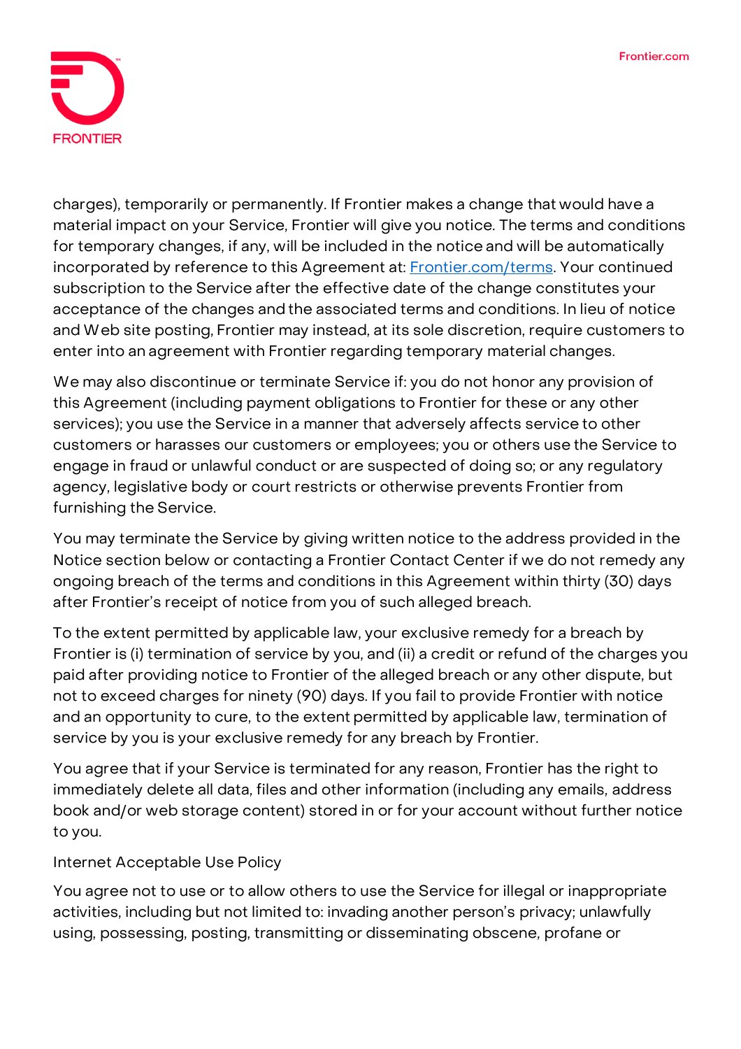charges), temporarily or permanently. If Frontier makes a change that would have a material impact on your Service, Frontier will give you notice. The terms and conditions for temporary changes, if any, will be included in the notice and will be automatically incorporated by reference to this Agreement at: [Frontier.com/terms](Frontier.com/terms). Your continued subscription to the Service after the effective date of the change constitutes your acceptance of the changes and the associated terms and conditions. In lieu of notice and Web site posting, Frontier may instead, at its sole discretion, require customers to enter into an agreement with Frontier regarding temporary material changes.

We may also discontinue or terminate Service if: you do not honor any provision of this Agreement (including payment obligations to Frontier for these or any other services); you use the Service in a manner that adversely affects service to other customers or harasses our customers or employees; you or others use the Service to engage in fraud or unlawful conduct or are suspected of doing so; or any regulatory agency, legislative body or court restricts or otherwise prevents Frontier from furnishing the Service.

You may terminate the Service by giving written notice to the address provided in the Notice section below or contacting a Frontier Contact Center if we do not remedy any ongoing breach of the terms and conditions in this Agreement within thirty (30) days after Frontier's receipt of notice from you of such alleged breach.

To the extent permitted by applicable law, your exclusive remedy for a breach by Frontier is (i) termination of service by you, and (ii) a credit or refund of the charges you paid after providing notice to Frontier of the alleged breach or any other dispute, but not to exceed charges for ninety (90) days. If you fail to provide Frontier with notice and an opportunity to cure, to the extent permitted by applicable law, termination of service by you is your exclusive remedy for any breach by Frontier.

You agree that if your Service is terminated for any reason, Frontier has the right to immediately delete all data, files and other information (including any emails, address book and/or web storage content) stored in or for your account without further notice to you.

## Internet Acceptable Use Policy

You agree not to use or to allow others to use the Service for illegal or inappropriate activities, including but not limited to: invading another person's privacy; unlawfully using, possessing, posting, transmitting or disseminating obscene, profane or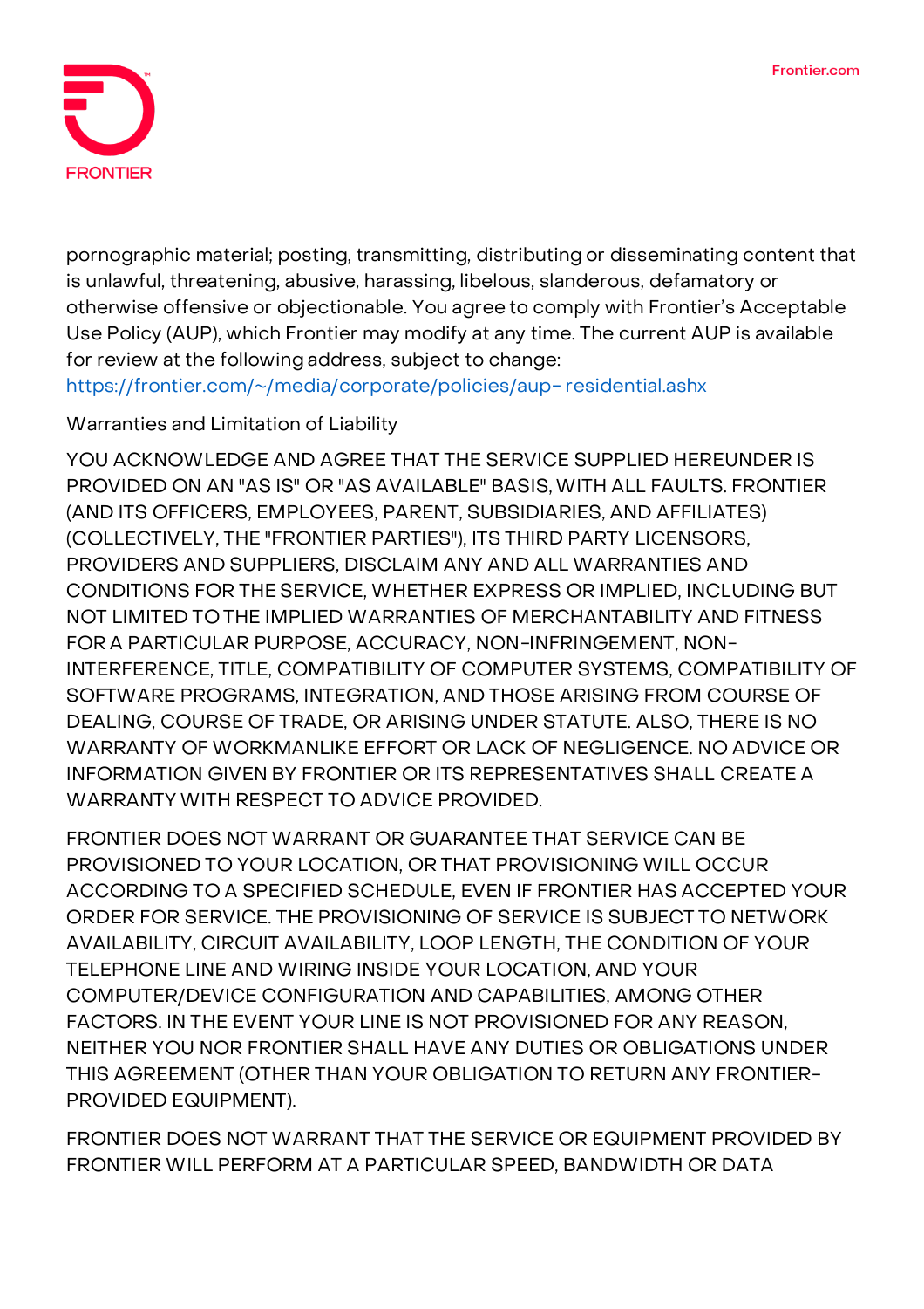pornographic material; posting, transmitting, distributing or disseminating content that is unlawful, threatening, abusive, harassing, libelous, slanderous, defamatory or otherwise offensive or objectionable. You agree to comply with Frontier's Acceptable Use Policy (AUP), which Frontier may modify at any time. The current AUP is available for review at the following address, subject to change: https://frontier.com/~/media/corporate/policies/aup- residential.ashx

Warranties and Limitation of Liability

YOU ACKNOWLEDGE AND AGREE THAT THE SERVICE SUPPLIED HEREUNDER IS PROVIDED ON AN "AS IS" OR "AS AVAILABLE" BASIS, WITH ALL FAULTS. FRONTIER (AND ITS OFFICERS, EMPLOYEES, PARENT, SUBSIDIARIES, AND AFFILIATES) (COLLECTIVELY, THE "FRONTIER PARTIES"), ITS THIRD PARTY LICENSORS, PROVIDERS AND SUPPLIERS, DISCLAIM ANY AND ALL WARRANTIES AND CONDITIONS FOR THE SERVICE, WHETHER EXPRESS OR IMPLIED, INCLUDING BUT NOT LIMITED TO THE IMPLIED WARRANTIES OF MERCHANTABILITY AND FITNESS FOR A PARTICULAR PURPOSE, ACCURACY, NON-INFRINGEMENT, NON-INTERFERENCE, TITLE, COMPATIBILITY OF COMPUTER SYSTEMS, COMPATIBILITY OF SOFTWARE PROGRAMS, INTEGRATION, AND THOSE ARISING FROM COURSE OF DEALING, COURSE OF TRADE, OR ARISING UNDER STATUTE. ALSO, THERE IS NO WARRANTY OF WORKMANLIKE EFFORT OR LACK OF NEGLIGENCE. NO ADVICE OR INFORMATION GIVEN BY FRONTIER OR ITS REPRESENTATIVES SHALL CREATE A WARRANTY WITH RESPECT TO ADVICE PROVIDED.

FRONTIER DOES NOT WARRANT OR GUARANTEE THAT SERVICE CAN BE PROVISIONED TO YOUR LOCATION, OR THAT PROVISIONING WILL OCCUR ACCORDING TO A SPECIFIED SCHEDULE, EVEN IF FRONTIER HAS ACCEPTED YOUR ORDER FOR SERVICE. THE PROVISIONING OF SERVICE IS SUBJECT TO NETWORK AVAILABILITY, CIRCUIT AVAILABILITY, LOOP LENGTH, THE CONDITION OF YOUR TELEPHONE LINE AND WIRING INSIDE YOUR LOCATION, AND YOUR COMPUTER/DEVICE CONFIGURATION AND CAPABILITIES, AMONG OTHER FACTORS. IN THE EVENT YOUR LINE IS NOT PROVISIONED FOR ANY REASON, NEITHER YOU NOR FRONTIER SHALL HAVE ANY DUTIES OR OBLIGATIONS UNDER THIS AGREEMENT (OTHER THAN YOUR OBLIGATION TO RETURN ANY FRONTIER-PROVIDED EQUIPMENT).

FRONTIER DOES NOT WARRANT THAT THE SERVICE OR EQUIPMENT PROVIDED BY FRONTIER WILL PERFORM AT A PARTICULAR SPEED, BANDWIDTH OR DATA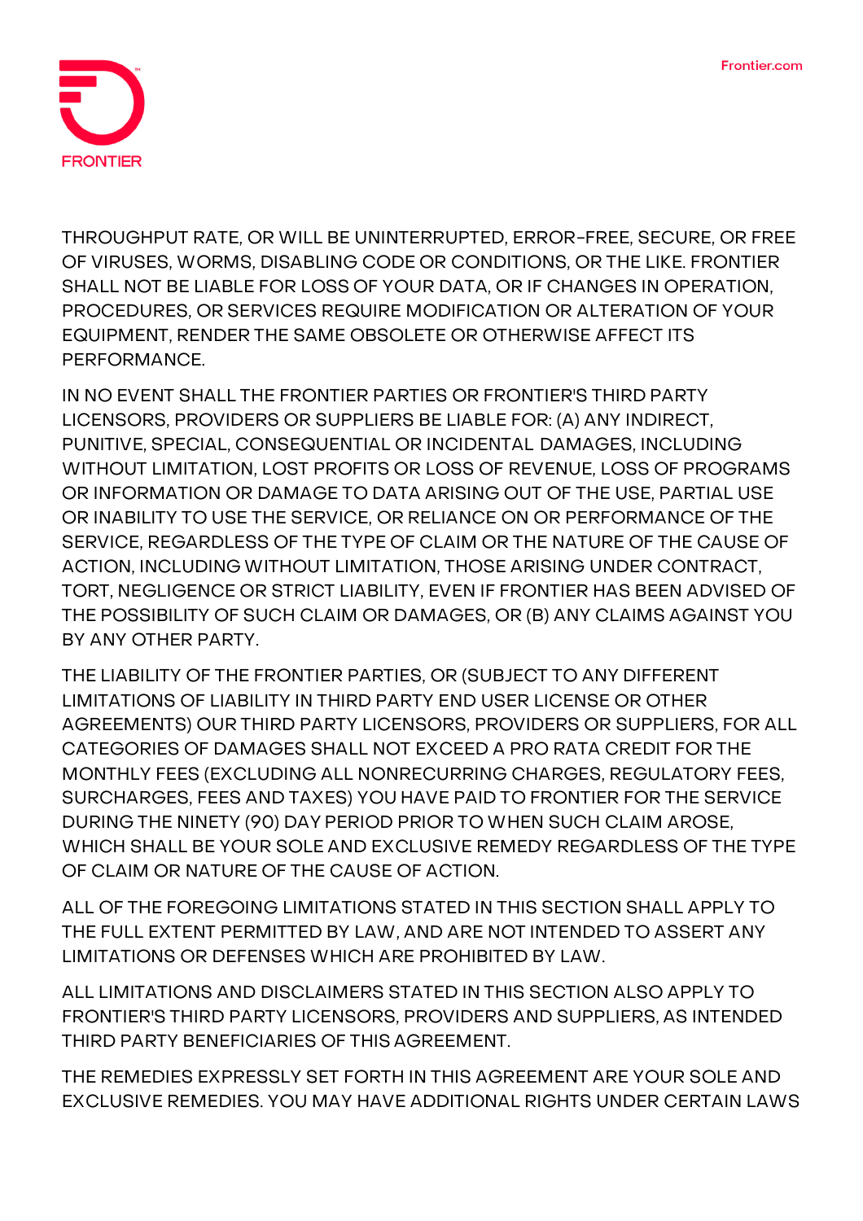THROUGHPUT RATE, OR WILL BE UNINTERRUPTED, ERROR-FREE, SECURE, OR FREE OF VIRUSES, WORMS, DISABLING CODE OR CONDITIONS, OR THE LIKE. FRONTIER SHALL NOT BE LIABLE FOR LOSS OF YOUR DATA, OR IF CHANGES IN OPERATION, PROCEDURES, OR SERVICES REQUIRE MODIFICATION OR ALTERATION OF YOUR EQUIPMENT, RENDER THE SAME OBSOLETE OR OTHERWISE AFFECT ITS PERFORMANCE.

IN NO EVENT SHALL THE FRONTIER PARTIES OR FRONTIER'S THIRD PARTY LICENSORS, PROVIDERS OR SUPPLIERS BE LIABLE FOR: (A) ANY INDIRECT, PUNITIVE, SPECIAL, CONSEQUENTIAL OR INCIDENTAL DAMAGES, INCLUDING WITHOUT LIMITATION, LOST PROFITS OR LOSS OF REVENUE, LOSS OF PROGRAMS OR INFORMATION OR DAMAGE TO DATA ARISING OUT OF THE USE, PARTIAL USE OR INABILITY TO USE THE SERVICE, OR RELIANCE ON OR PERFORMANCE OF THE SERVICE, REGARDLESS OF THE TYPE OF CLAIM OR THE NATURE OF THE CAUSE OF ACTION, INCLUDING WITHOUT LIMITATION, THOSE ARISING UNDER CONTRACT, TORT, NEGLIGENCE OR STRICT LIABILITY, EVEN IF FRONTIER HAS BEEN ADVISED OF THE POSSIBILITY OF SUCH CLAIM OR DAMAGES, OR (B) ANY CLAIMS AGAINST YOU BY ANY OTHER PARTY.

THE LIABILITY OF THE FRONTIER PARTIES, OR (SUBJECT TO ANY DIFFERENT LIMITATIONS OF LIABILITY IN THIRD PARTY END USER LICENSE OR OTHER AGREEMENTS) OUR THIRD PARTY LICENSORS, PROVIDERS OR SUPPLIERS, FOR ALL CATEGORIES OF DAMAGES SHALL NOT EXCEED A PRO RATA CREDIT FOR THE MONTHLY FEES (EXCLUDING ALL NONRECURRING CHARGES, REGULATORY FEES, SURCHARGES, FEES AND TAXES) YOU HAVE PAID TO FRONTIER FOR THE SERVICE DURING THE NINETY (90) DAY PERIOD PRIOR TO WHEN SUCH CLAIM AROSE, WHICH SHALL BE YOUR SOLE AND EXCLUSIVE REMEDY REGARDLESS OF THE TYPE OF CLAIM OR NATURE OF THE CAUSE OF ACTION.

ALL OF THE FOREGOING LIMITATIONS STATED IN THIS SECTION SHALL APPLY TO THE FULL EXTENT PERMITTED BY LAW, AND ARE NOT INTENDED TO ASSERT ANY LIMITATIONS OR DEFENSES WHICH ARE PROHIBITED BY LAW.

ALL LIMITATIONS AND DISCLAIMERS STATED IN THIS SECTION ALSO APPLY TO FRONTIER'S THIRD PARTY LICENSORS, PROVIDERS AND SUPPLIERS, AS INTENDED THIRD PARTY BENEFICIARIES OF THIS AGREEMENT.

THE REMEDIES EXPRESSLY SET FORTH IN THIS AGREEMENT ARE YOUR SOLE AND EXCLUSIVE REMEDIES. YOU MAY HAVE ADDITIONAL RIGHTS UNDER CERTAIN LAWS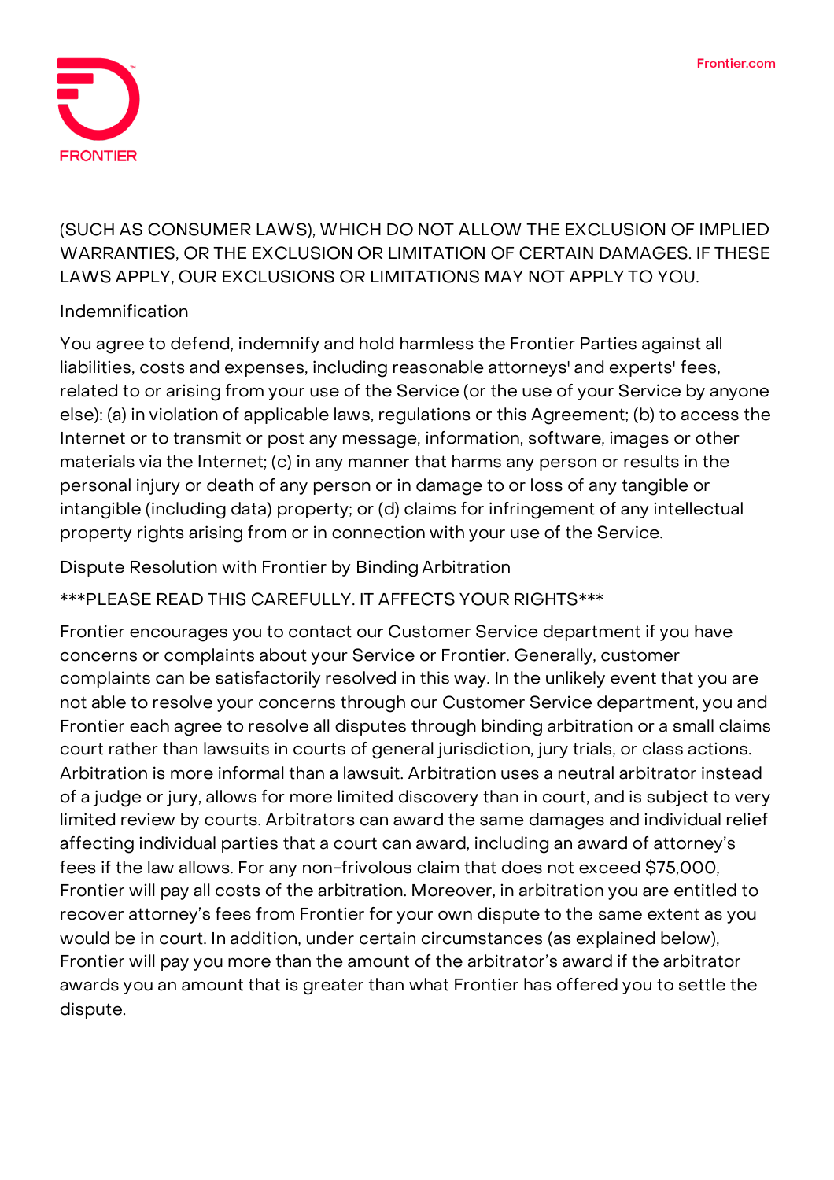(SUCH AS CONSUMER LAWS), WHICH DO NOT ALLOW THE EXCLUSION OF IMPLIED WARRANTIES, OR THE EXCLUSION OR LIMITATION OF CERTAIN DAMAGES. IF THESE LAWS APPLY, OUR EXCLUSIONS OR LIMITATIONS MAY NOT APPLY TO YOU.

## Indemnification

You agree to defend, indemnify and hold harmless the Frontier Parties against all liabilities, costs and expenses, including reasonable attorneys' and experts' fees, related to or arising from your use of the Service (or the use of your Service by anyone else): (a) in violation of applicable laws, regulations or this Agreement; (b) to access the Internet or to transmit or post any message, information, software, images or other materials via the Internet; (c) in any manner that harms any person or results in the personal injury or death of any person or in damage to or loss of any tangible or intangible (including data) property; or (d) claims for infringement of any intellectual property rights arising from or in connection with your use of the Service.

## Dispute Resolution with Frontier by Binding Arbitration

***PLEASE READ THIS CAREFULLY. IT AFFECTS YOUR RIGHTS***

Frontier encourages you to contact our Customer Service department if you have concerns or complaints about your Service or Frontier. Generally, customer complaints can be satisfactorily resolved in this way. In the unlikely event that you are not able to resolve your concerns through our Customer Service department, you and Frontier each agree to resolve all disputes through binding arbitration or a small claims court rather than lawsuits in courts of general jurisdiction, jury trials, or class actions. Arbitration is more informal than a lawsuit. Arbitration uses a neutral arbitrator instead of a judge or jury, allows for more limited discovery than in court, and is subject to very limited review by courts. Arbitrators can award the same damages and individual relief affecting individual parties that a court can award, including an award of attorney's fees if the law allows. For any non-frivolous claim that does not exceed $75,000, Frontier will pay all costs of the arbitration. Moreover, in arbitration you are entitled to recover attorney's fees from Frontier for your own dispute to the same extent as you would be in court. In addition, under certain circumstances (as explained below), Frontier will pay you more than the amount of the arbitrator's award if the arbitrator awards you an amount that is greater than what Frontier has offered you to settle the dispute.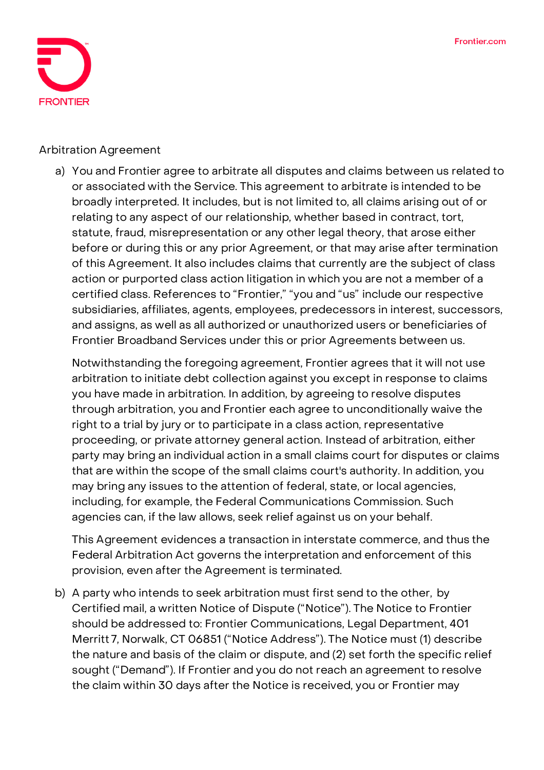Arbitration Agreement

a) You and Frontier agree to arbitrate all disputes and claims between us related to or associated with the Service. This agreement to arbitrate is intended to be broadly interpreted. It includes, but is not limited to, all claims arising out of or relating to any aspect of our relationship, whether based in contract, tort, statute, fraud, misrepresentation or any other legal theory, that arose either before or during this or any prior Agreement, or that may arise after termination of this Agreement. It also includes claims that currently are the subject of class action or purported class action litigation in which you are not a member of a certified class. References to “Frontier,” “you and “us” include our respective subsidiaries, affiliates, agents, employees, predecessors in interest, successors, and assigns, as well as all authorized or unauthorized users or beneficiaries of Frontier Broadband Services under this or prior Agreements between us.

   Notwithstanding the foregoing agreement, Frontier agrees that it will not use arbitration to initiate debt collection against you except in response to claims you have made in arbitration. In addition, by agreeing to resolve disputes through arbitration, you and Frontier each agree to unconditionally waive the right to a trial by jury or to participate in a class action, representative proceeding, or private attorney general action. Instead of arbitration, either party may bring an individual action in a small claims court for disputes or claims that are within the scope of the small claims court's authority. In addition, you may bring any issues to the attention of federal, state, or local agencies, including, for example, the Federal Communications Commission. Such agencies can, if the law allows, seek relief against us on your behalf.

   This Agreement evidences a transaction in interstate commerce, and thus the Federal Arbitration Act governs the interpretation and enforcement of this provision, even after the Agreement is terminated.

b) A party who intends to seek arbitration must first send to the other, by Certified mail, a written Notice of Dispute (“Notice”). The Notice to Frontier should be addressed to: Frontier Communications, Legal Department, 401 Merritt 7, Norwalk, CT 06851 (“Notice Address”). The Notice must (1) describe the nature and basis of the claim or dispute, and (2) set forth the specific relief sought (“Demand”). If Frontier and you do not reach an agreement to resolve the claim within 30 days after the Notice is received, you or Frontier may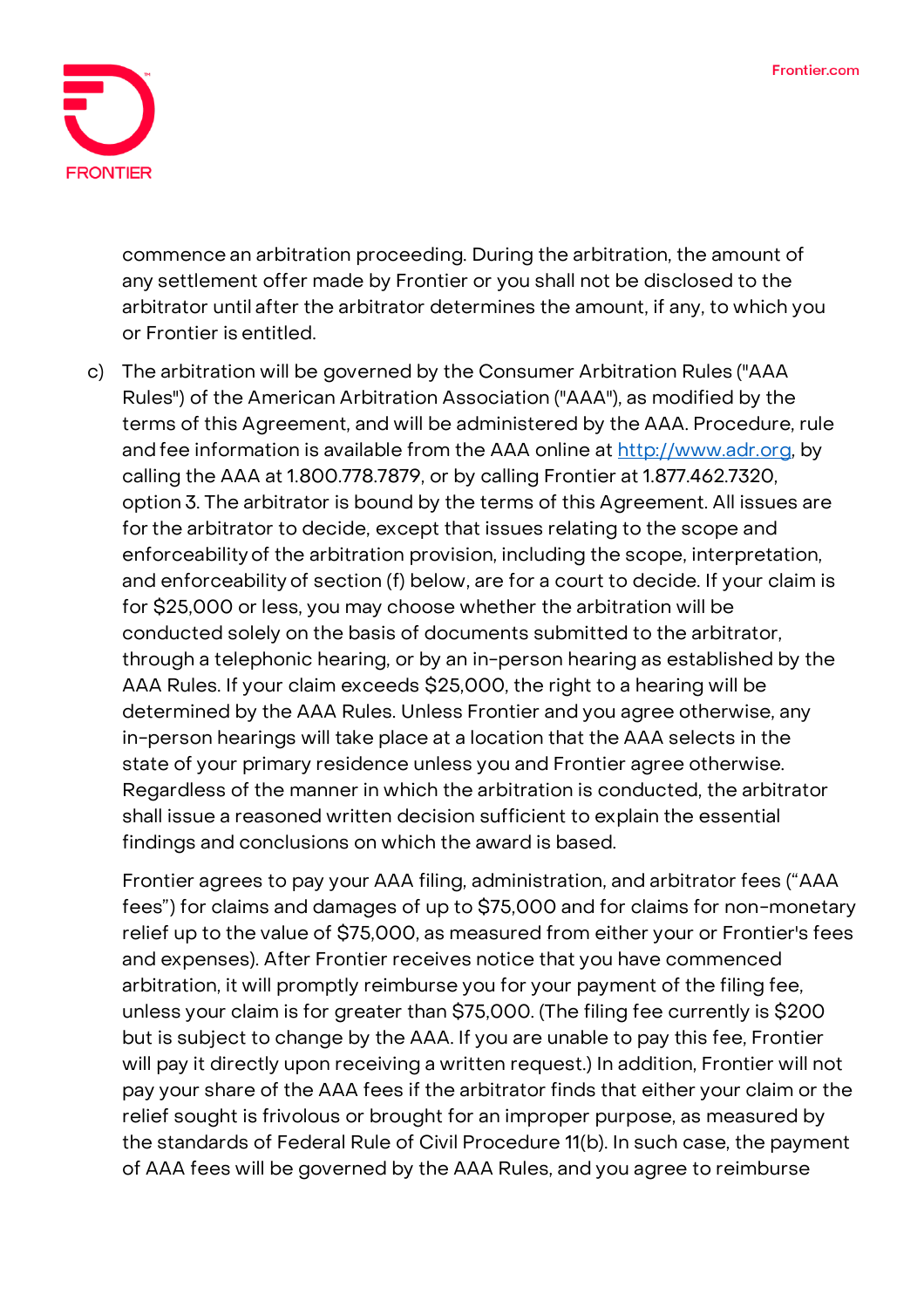commence an arbitration proceeding. During the arbitration, the amount of any settlement offer made by Frontier or you shall not be disclosed to the arbitrator until after the arbitrator determines the amount, if any, to which you or Frontier is entitled.

c) The arbitration will be governed by the Consumer Arbitration Rules ("AAA Rules") of the American Arbitration Association ("AAA"), as modified by the terms of this Agreement, and will be administered by the AAA. Procedure, rule and fee information is available from the AAA online at [http://www.adr.org](http://www.adr.org), by calling the AAA at 1.800.778.7879, or by calling Frontier at 1.877.462.7320, option 3. The arbitrator is bound by the terms of this Agreement. All issues are for the arbitrator to decide, except that issues relating to the scope and enforceability of the arbitration provision, including the scope, interpretation, and enforceability of section (f) below, are for a court to decide. If your claim is for $25,000 or less, you may choose whether the arbitration will be conducted solely on the basis of documents submitted to the arbitrator, through a telephonic hearing, or by an in-person hearing as established by the AAA Rules. If your claim exceeds $25,000, the right to a hearing will be determined by the AAA Rules. Unless Frontier and you agree otherwise, any in-person hearings will take place at a location that the AAA selects in the state of your primary residence unless you and Frontier agree otherwise. Regardless of the manner in which the arbitration is conducted, the arbitrator shall issue a reasoned written decision sufficient to explain the essential findings and conclusions on which the award is based.

   Frontier agrees to pay your AAA filing, administration, and arbitrator fees ("AAA fees") for claims and damages of up to $75,000 and for claims for non-monetary relief up to the value of $75,000, as measured from either your or Frontier's fees and expenses). After Frontier receives notice that you have commenced arbitration, it will promptly reimburse you for your payment of the filing fee, unless your claim is for greater than $75,000. (The filing fee currently is $200 but is subject to change by the AAA. If you are unable to pay this fee, Frontier will pay it directly upon receiving a written request.) In addition, Frontier will not pay your share of the AAA fees if the arbitrator finds that either your claim or the relief sought is frivolous or brought for an improper purpose, as measured by the standards of Federal Rule of Civil Procedure 11(b). In such case, the payment of AAA fees will be governed by the AAA Rules, and you agree to reimburse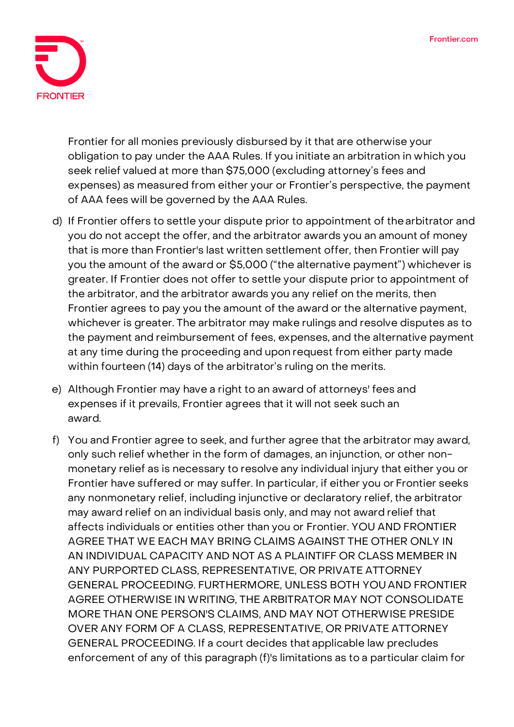Frontier for all monies previously disbursed by it that are otherwise your obligation to pay under the AAA Rules. If you initiate an arbitration in which you seek relief valued at more than $75,000 (excluding attorney's fees and expenses) as measured from either your or Frontier's perspective, the payment of AAA fees will be governed by the AAA Rules.

d) If Frontier offers to settle your dispute prior to appointment of the arbitrator and you do not accept the offer, and the arbitrator awards you an amount of money that is more than Frontier's last written settlement offer, then Frontier will pay you the amount of the award or $5,000 ("the alternative payment") whichever is greater. If Frontier does not offer to settle your dispute prior to appointment of the arbitrator, and the arbitrator awards you any relief on the merits, then Frontier agrees to pay you the amount of the award or the alternative payment, whichever is greater. The arbitrator may make rulings and resolve disputes as to the payment and reimbursement of fees, expenses, and the alternative payment at any time during the proceeding and upon request from either party made within fourteen (14) days of the arbitrator's ruling on the merits.

e) Although Frontier may have a right to an award of attorneys' fees and expenses if it prevails, Frontier agrees that it will not seek such an award.

f) You and Frontier agree to seek, and further agree that the arbitrator may award, only such relief whether in the form of damages, an injunction, or other non-monetary relief as is necessary to resolve any individual injury that either you or Frontier have suffered or may suffer. In particular, if either you or Frontier seeks any nonmonetary relief, including injunctive or declaratory relief, the arbitrator may award relief on an individual basis only, and may not award relief that affects individuals or entities other than you or Frontier. YOU AND FRONTIER AGREE THAT WE EACH MAY BRING CLAIMS AGAINST THE OTHER ONLY IN AN INDIVIDUAL CAPACITY AND NOT AS A PLAINTIFF OR CLASS MEMBER IN ANY PURPORTED CLASS, REPRESENTATIVE, OR PRIVATE ATTORNEY GENERAL PROCEEDING. FURTHERMORE, UNLESS BOTH YOU AND FRONTIER AGREE OTHERWISE IN WRITING, THE ARBITRATOR MAY NOT CONSOLIDATE MORE THAN ONE PERSON'S CLAIMS, AND MAY NOT OTHERWISE PRESIDE OVER ANY FORM OF A CLASS, REPRESENTATIVE, OR PRIVATE ATTORNEY GENERAL PROCEEDING. If a court decides that applicable law precludes enforcement of any of this paragraph (f)'s limitations as to a particular claim for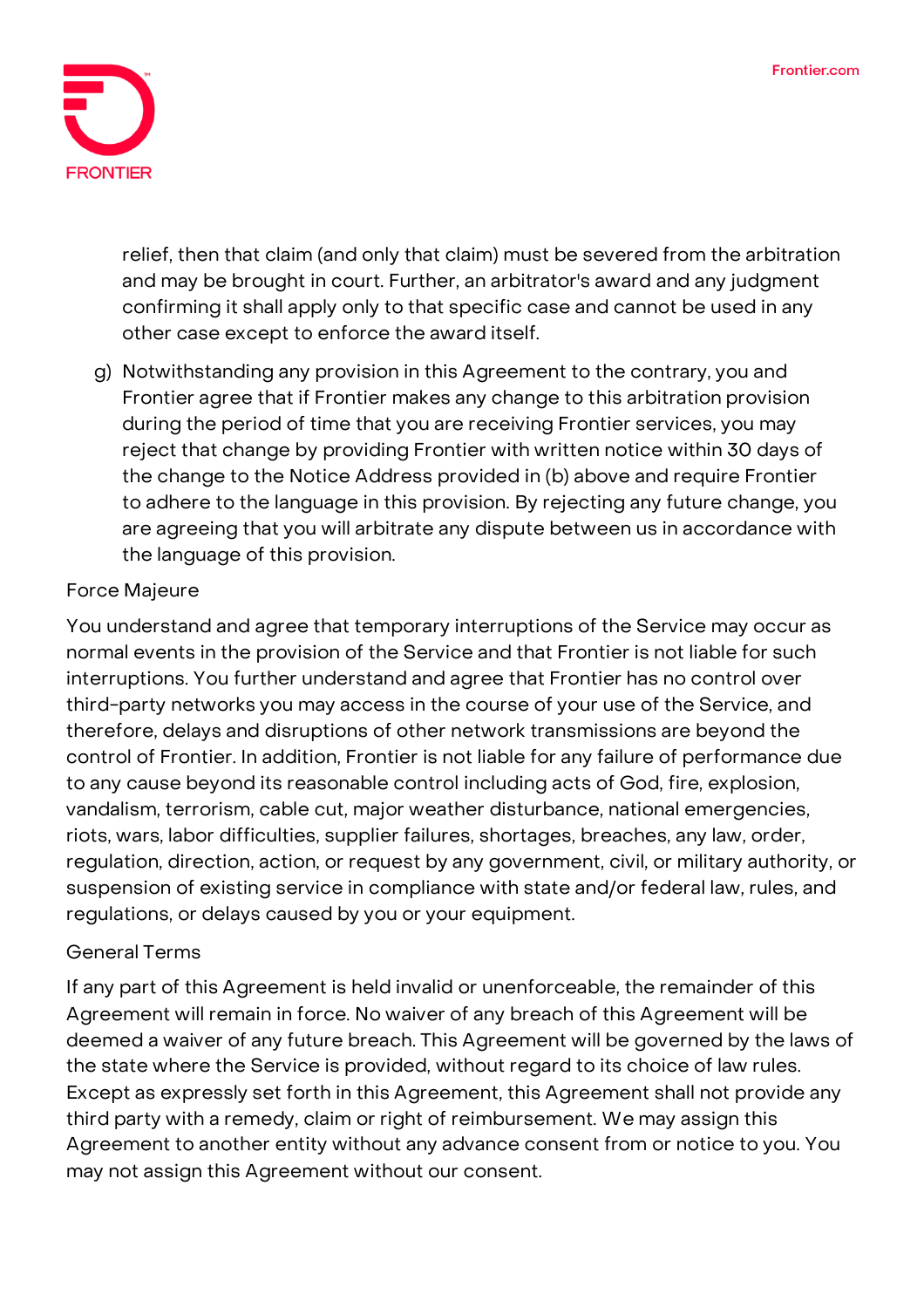relief, then that claim (and only that claim) must be severed from the arbitration and may be brought in court. Further, an arbitrator's award and any judgment confirming it shall apply only to that specific case and cannot be used in any other case except to enforce the award itself.

g) Notwithstanding any provision in this Agreement to the contrary, you and Frontier agree that if Frontier makes any change to this arbitration provision during the period of time that you are receiving Frontier services, you may reject that change by providing Frontier with written notice within 30 days of the change to the Notice Address provided in (b) above and require Frontier to adhere to the language in this provision. By rejecting any future change, you are agreeing that you will arbitrate any dispute between us in accordance with the language of this provision.

## Force Majeure

You understand and agree that temporary interruptions of the Service may occur as normal events in the provision of the Service and that Frontier is not liable for such interruptions. You further understand and agree that Frontier has no control over third-party networks you may access in the course of your use of the Service, and therefore, delays and disruptions of other network transmissions are beyond the control of Frontier. In addition, Frontier is not liable for any failure of performance due to any cause beyond its reasonable control including acts of God, fire, explosion, vandalism, terrorism, cable cut, major weather disturbance, national emergencies, riots, wars, labor difficulties, supplier failures, shortages, breaches, any law, order, regulation, direction, action, or request by any government, civil, or military authority, or suspension of existing service in compliance with state and/or federal law, rules, and regulations, or delays caused by you or your equipment.

## General Terms

If any part of this Agreement is held invalid or unenforceable, the remainder of this Agreement will remain in force. No waiver of any breach of this Agreement will be deemed a waiver of any future breach. This Agreement will be governed by the laws of the state where the Service is provided, without regard to its choice of law rules. Except as expressly set forth in this Agreement, this Agreement shall not provide any third party with a remedy, claim or right of reimbursement. We may assign this Agreement to another entity without any advance consent from or notice to you. You may not assign this Agreement without our consent.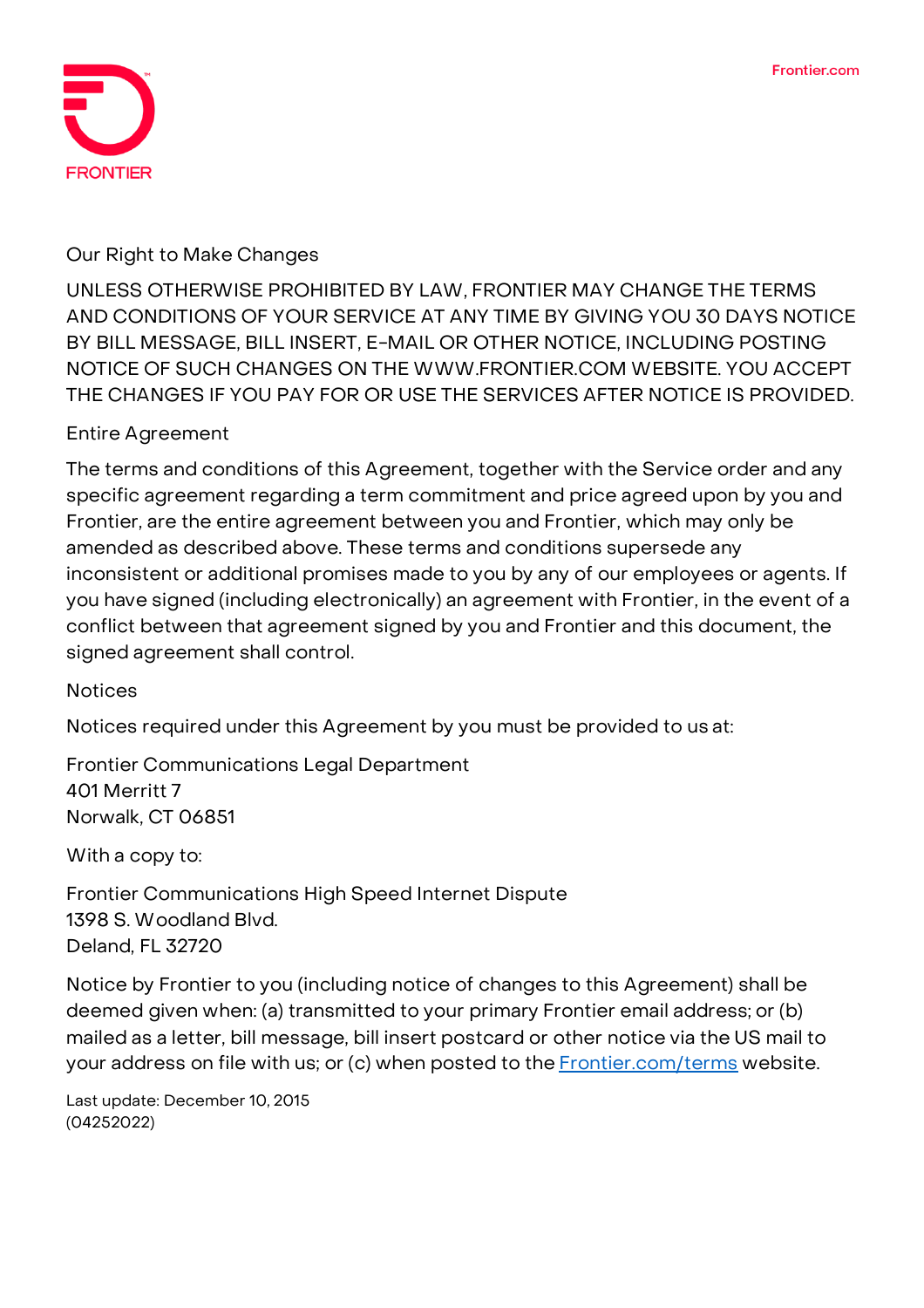## Our Right to Make Changes

UNLESS OTHERWISE PROHIBITED BY LAW, FRONTIER MAY CHANGE THE TERMS AND CONDITIONS OF YOUR SERVICE AT ANY TIME BY GIVING YOU 30 DAYS NOTICE BY BILL MESSAGE, BILL INSERT, E-MAIL OR OTHER NOTICE, INCLUDING POSTING NOTICE OF SUCH CHANGES ON THE WWW.FRONTIER.COM WEBSITE. YOU ACCEPT THE CHANGES IF YOU PAY FOR OR USE THE SERVICES AFTER NOTICE IS PROVIDED.

## Entire Agreement

The terms and conditions of this Agreement, together with the Service order and any specific agreement regarding a term commitment and price agreed upon by you and Frontier, are the entire agreement between you and Frontier, which may only be amended as described above. These terms and conditions supersede any inconsistent or additional promises made to you by any of our employees or agents. If you have signed (including electronically) an agreement with Frontier, in the event of a conflict between that agreement signed by you and Frontier and this document, the signed agreement shall control.

## Notices

Notices required under this Agreement by you must be provided to us at:

Frontier Communications Legal Department
401 Merritt 7
Norwalk, CT 06851

With a copy to:

Frontier Communications High Speed Internet Dispute
1398 S. Woodland Blvd.
Deland, FL 32720

Notice by Frontier to you (including notice of changes to this Agreement) shall be deemed given when: (a) transmitted to your primary Frontier email address; or (b) mailed as a letter, bill message, bill insert postcard or other notice via the US mail to your address on file with us; or (c) when posted to the Frontier.com/terms website.

Last update: December 10, 2015
(04252022)